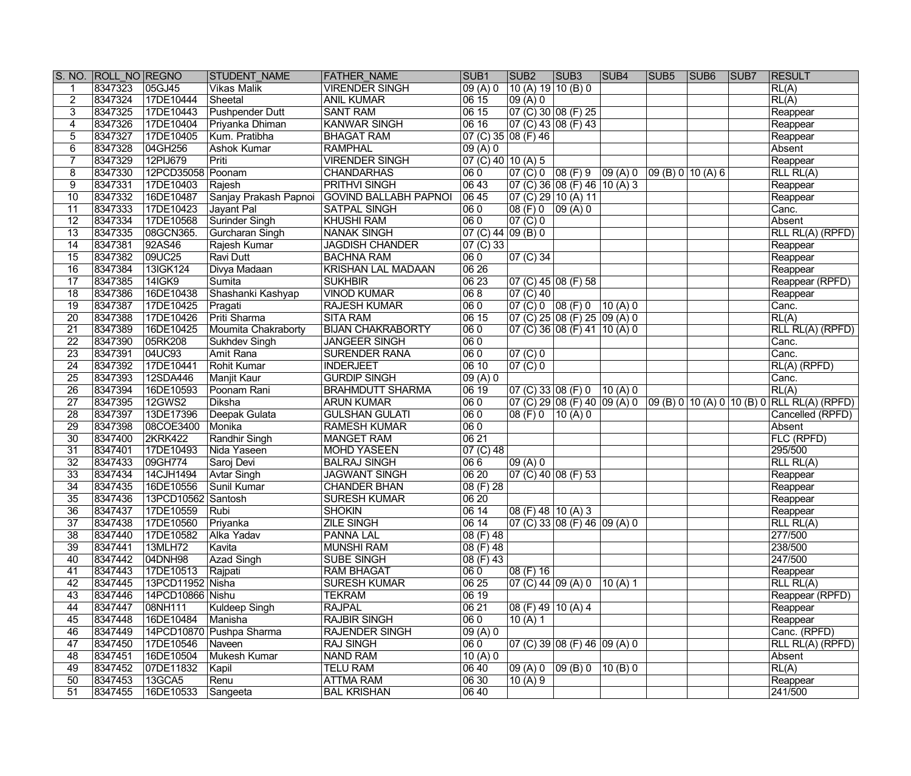| S. NO. | ROLL_NO | REGNO | STUDENT_NAME | FATHER_NAME | SUB1 | SUB2 | SUB3 | SUB4 | SUB5 | SUB6 | SUB7 | RESULT |
|---|---|---|---|---|---|---|---|---|---|---|---|---|
| 1 | 8347323 | 05GJ45 | Vikas Malik | VIRENDER SINGH | 09 (A) 0 | 10 (A) 19 | 10 (B) 0 | | | | | RL(A) |
| 2 | 8347324 | 17DE10444 | Sheetal | ANIL KUMAR | 06 15 | 09 (A) 0 | | | | | | RL(A) |
| 3 | 8347325 | 17DE10443 | Pushpender Dutt | SANT RAM | 06 15 | 07 (C) 30 | 08 (F) 25 | | | | | Reappear |
| 4 | 8347326 | 17DE10404 | Priyanka Dhiman | KANWAR SINGH | 06 16 | 07 (C) 43 | 08 (F) 43 | | | | | Reappear |
| 5 | 8347327 | 17DE10405 | Kum. Pratibha | BHAGAT RAM | 07 (C) 35 | 08 (F) 46 | | | | | | Reappear |
| 6 | 8347328 | 04GH256 | Ashok Kumar | RAMPHAL | 09 (A) 0 | | | | | | | Absent |
| 7 | 8347329 | 12PIJ679 | Priti | VIRENDER SINGH | 07 (C) 40 | 10 (A) 5 | | | | | | Reappear |
| 8 | 8347330 | 12PCD35058 | Poonam | CHANDARHAS | 06 0 | 07 (C) 0 | 08 (F) 9 | 09 (A) 0 | 09 (B) 0 | 10 (A) 6 | | RLL RL(A) |
| 9 | 8347331 | 17DE10403 | Rajesh | PRITHVI SINGH | 06 43 | 07 (C) 36 | 08 (F) 46 | 10 (A) 3 | | | | Reappear |
| 10 | 8347332 | 16DE10487 | Sanjay Prakash Papnoi | GOVIND BALLABH PAPNOI | 06 45 | 07 (C) 29 | 10 (A) 11 | | | | | Reappear |
| 11 | 8347333 | 17DE10423 | Jayant Pal | SATPAL SINGH | 06 0 | 08 (F) 0 | 09 (A) 0 | | | | | Canc. |
| 12 | 8347334 | 17DE10568 | Surinder Singh | KHUSHI RAM | 06 0 | 07 (C) 0 | | | | | | Absent |
| 13 | 8347335 | 08GCN365. | Gurcharan Singh | NANAK SINGH | 07 (C) 44 | 09 (B) 0 | | | | | | RLL RL(A) (RPFD) |
| 14 | 8347381 | 92AS46 | Rajesh Kumar | JAGDISH CHANDER | 07 (C) 33 | | | | | | | Reappear |
| 15 | 8347382 | 09UC25 | Ravi Dutt | BACHNA RAM | 06 0 | 07 (C) 34 | | | | | | Reappear |
| 16 | 8347384 | 13IGK124 | Divya Madaan | KRISHAN LAL MADAAN | 06 26 | | | | | | | Reappear |
| 17 | 8347385 | 14IGK9 | Sumita | SUKHBIR | 06 23 | 07 (C) 45 | 08 (F) 58 | | | | | Reappear (RPFD) |
| 18 | 8347386 | 16DE10438 | Shashanki Kashyap | VINOD KUMAR | 06 8 | 07 (C) 40 | | | | | | Reappear |
| 19 | 8347387 | 17DE10425 | Pragati | RAJESH KUMAR | 06 0 | 07 (C) 0 | 08 (F) 0 | 10 (A) 0 | | | | Canc. |
| 20 | 8347388 | 17DE10426 | Priti Sharma | SITA RAM | 06 15 | 07 (C) 25 | 08 (F) 25 | 09 (A) 0 | | | | RL(A) |
| 21 | 8347389 | 16DE10425 | Moumita Chakraborty | BIJAN CHAKRABORTY | 06 0 | 07 (C) 36 | 08 (F) 41 | 10 (A) 0 | | | | RLL RL(A) (RPFD) |
| 22 | 8347390 | 05RK208 | Sukhdev Singh | JANGEER SINGH | 06 0 | | | | | | | Canc. |
| 23 | 8347391 | 04UC93 | Amit Rana | SURENDER RANA | 06 0 | 07 (C) 0 | | | | | | Canc. |
| 24 | 8347392 | 17DE10441 | Rohit Kumar | INDERJEET | 06 10 | 07 (C) 0 | | | | | | RL(A) (RPFD) |
| 25 | 8347393 | 12SDA446 | Manjit Kaur | GURDIP SINGH | 09 (A) 0 | | | | | | | Canc. |
| 26 | 8347394 | 16DE10593 | Poonam Rani | BRAHMDUTT SHARMA | 06 19 | 07 (C) 33 | 08 (F) 0 | 10 (A) 0 | | | | RL(A) |
| 27 | 8347395 | 12GWS2 | Diksha | ARUN KUMAR | 06 0 | 07 (C) 29 | 08 (F) 40 | 09 (A) 0 | 09 (B) 0 | 10 (A) 0 | 10 (B) 0 | RLL RL(A) (RPFD) |
| 28 | 8347397 | 13DE17396 | Deepak Gulata | GULSHAN GULATI | 06 0 | 08 (F) 0 | 10 (A) 0 | | | | | Cancelled (RPFD) |
| 29 | 8347398 | 08COE3400 | Monika | RAMESH KUMAR | 06 0 | | | | | | | Absent |
| 30 | 8347400 | 2KRK422 | Randhir Singh | MANGET RAM | 06 21 | | | | | | | FLC (RPFD) |
| 31 | 8347401 | 17DE10493 | Nida Yaseen | MOHD YASEEN | 07 (C) 48 | | | | | | | 295/500 |
| 32 | 8347433 | 09GH774 | Saroj Devi | BALRAJ SINGH | 06 6 | 09 (A) 0 | | | | | | RLL RL(A) |
| 33 | 8347434 | 14CJH1494 | Avtar Singh | JAGWANT SINGH | 06 20 | 07 (C) 40 | 08 (F) 53 | | | | | Reappear |
| 34 | 8347435 | 16DE10556 | Sunil Kumar | CHANDER BHAN | 08 (F) 28 | | | | | | | Reappear |
| 35 | 8347436 | 13PCD10562 | Santosh | SURESH KUMAR | 06 20 | | | | | | | Reappear |
| 36 | 8347437 | 17DE10559 | Rubi | SHOKIN | 06 14 | 08 (F) 48 | 10 (A) 3 | | | | | Reappear |
| 37 | 8347438 | 17DE10560 | Priyanka | ZILE SINGH | 06 14 | 07 (C) 33 | 08 (F) 46 | 09 (A) 0 | | | | RLL RL(A) |
| 38 | 8347440 | 17DE10582 | Alka Yadav | PANNA LAL | 08 (F) 48 | | | | | | | 277/500 |
| 39 | 8347441 | 13MLH72 | Kavita | MUNSHI RAM | 08 (F) 48 | | | | | | | 238/500 |
| 40 | 8347442 | 04DNH98 | Azad Singh | SUBE SINGH | 08 (F) 43 | | | | | | | 247/500 |
| 41 | 8347443 | 17DE10513 | Rajpati | RAM BHAGAT | 06 0 | 08 (F) 16 | | | | | | Reappear |
| 42 | 8347445 | 13PCD11952 | Nisha | SURESH KUMAR | 06 25 | 07 (C) 44 | 09 (A) 0 | 10 (A) 1 | | | | RLL RL(A) |
| 43 | 8347446 | 14PCD10866 | Nishu | TEKRAM | 06 19 | | | | | | | Reappear (RPFD) |
| 44 | 8347447 | 08NH111 | Kuldeep Singh | RAJPAL | 06 21 | 08 (F) 49 | 10 (A) 4 | | | | | Reappear |
| 45 | 8347448 | 16DE10484 | Manisha | RAJBIR SINGH | 06 0 | 10 (A) 1 | | | | | | Reappear |
| 46 | 8347449 | 14PCD10870 | Pushpa Sharma | RAJENDER SINGH | 09 (A) 0 | | | | | | | Canc. (RPFD) |
| 47 | 8347450 | 17DE10546 | Naveen | RAJ SINGH | 06 0 | 07 (C) 39 | 08 (F) 46 | 09 (A) 0 | | | | RLL RL(A) (RPFD) |
| 48 | 8347451 | 16DE10504 | Mukesh Kumar | NAND RAM | 10 (A) 0 | | | | | | | Absent |
| 49 | 8347452 | 07DE11832 | Kapil | TELU RAM | 06 40 | 09 (A) 0 | 09 (B) 0 | 10 (B) 0 | | | | RL(A) |
| 50 | 8347453 | 13GCA5 | Renu | ATTMA RAM | 06 30 | 10 (A) 9 | | | | | | Reappear |
| 51 | 8347455 | 16DE10533 | Sangeeta | BAL KRISHAN | 06 40 | | | | | | | 241/500 |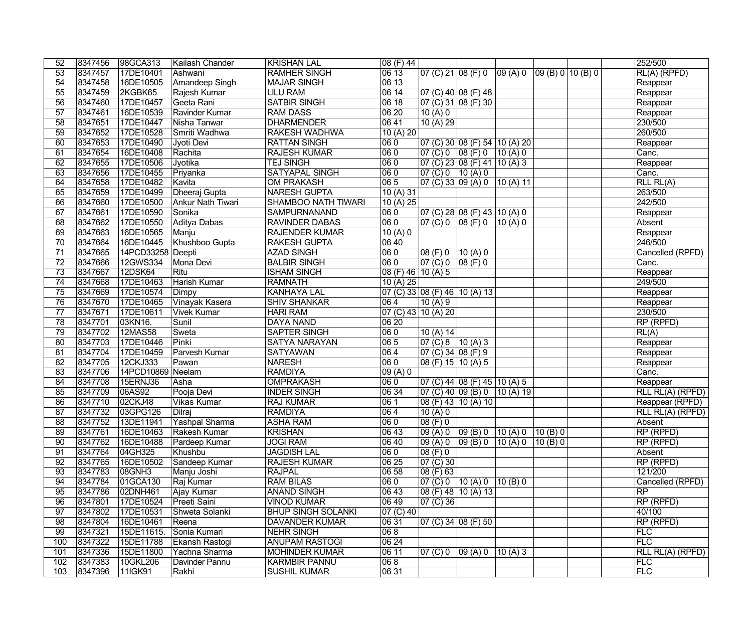| | | | | | | | | | | | | |
|---|---|---|---|---|---|---|---|---|---|---|---|---|
| 52 | 8347456 | 98GCA313 | Kailash Chander | KRISHAN LAL | 08 (F) 44 | | | | | | | 252/500 |
| 53 | 8347457 | 17DE10401 | Ashwani | RAMHER SINGH | 06 13 | 07 (C) 21 | 08 (F) 0 | 09 (A) 0 | 09 (B) 0 | 10 (B) 0 | | RL(A) (RPFD) |
| 54 | 8347458 | 16DE10505 | Amandeep Singh | MAJAR SINGH | 06 13 | | | | | | | Reappear |
| 55 | 8347459 | 2KGBK65 | Rajesh Kumar | LILU RAM | 06 14 | 07 (C) 40 | 08 (F) 48 | | | | | Reappear |
| 56 | 8347460 | 17DE10457 | Geeta Rani | SATBIR SINGH | 06 18 | 07 (C) 31 | 08 (F) 30 | | | | | Reappear |
| 57 | 8347461 | 16DE10539 | Ravinder Kumar | RAM DASS | 06 20 | 10 (A) 0 | | | | | | Reappear |
| 58 | 8347651 | 17DE10447 | Nisha Tanwar | DHARMENDER | 06 41 | 10 (A) 29 | | | | | | 230/500 |
| 59 | 8347652 | 17DE10528 | Smriti Wadhwa | RAKESH WADHWA | 10 (A) 20 | | | | | | | 260/500 |
| 60 | 8347653 | 17DE10490 | Jyoti Devi | RATTAN SINGH | 06 0 | 07 (C) 30 | 08 (F) 54 | 10 (A) 20 | | | | Reappear |
| 61 | 8347654 | 16DE10408 | Rachita | RAJESH KUMAR | 06 0 | 07 (C) 0 | 08 (F) 0 | 10 (A) 0 | | | | Canc. |
| 62 | 8347655 | 17DE10506 | Jyotika | TEJ SINGH | 06 0 | 07 (C) 23 | 08 (F) 41 | 10 (A) 3 | | | | Reappear |
| 63 | 8347656 | 17DE10455 | Priyanka | SATYAPAL SINGH | 06 0 | 07 (C) 0 | 10 (A) 0 | | | | | Canc. |
| 64 | 8347658 | 17DE10482 | Kavita | OM PRAKASH | 06 5 | 07 (C) 33 | 09 (A) 0 | 10 (A) 11 | | | | RLL RL(A) |
| 65 | 8347659 | 17DE10499 | Dheeraj Gupta | NARESH GUPTA | 10 (A) 31 | | | | | | | 263/500 |
| 66 | 8347660 | 17DE10500 | Ankur Nath Tiwari | SHAMBOO NATH TIWARI | 10 (A) 25 | | | | | | | 242/500 |
| 67 | 8347661 | 17DE10590 | Sonika | SAMPURNANAND | 06 0 | 07 (C) 28 | 08 (F) 43 | 10 (A) 0 | | | | Reappear |
| 68 | 8347662 | 17DE10550 | Aditya Dabas | RAVINDER DABAS | 06 0 | 07 (C) 0 | 08 (F) 0 | 10 (A) 0 | | | | Absent |
| 69 | 8347663 | 16DE10565 | Manju | RAJENDER KUMAR | 10 (A) 0 | | | | | | | Reappear |
| 70 | 8347664 | 16DE10445 | Khushboo Gupta | RAKESH GUPTA | 06 40 | | | | | | | 246/500 |
| 71 | 8347665 | 14PCD33258 | Deepti | AZAD SINGH | 06 0 | 08 (F) 0 | 10 (A) 0 | | | | | Cancelled (RPFD) |
| 72 | 8347666 | 12GWS334 | Mona Devi | BALBIR SINGH | 06 0 | 07 (C) 0 | 08 (F) 0 | | | | | Canc. |
| 73 | 8347667 | 12DSK64 | Ritu | ISHAM SINGH | 08 (F) 46 | 10 (A) 5 | | | | | | Reappear |
| 74 | 8347668 | 17DE10463 | Harish Kumar | RAMNATH | 10 (A) 25 | | | | | | | 249/500 |
| 75 | 8347669 | 17DE10574 | Dimpy | KANHAYA LAL | 07 (C) 33 | 08 (F) 46 | 10 (A) 13 | | | | | Reappear |
| 76 | 8347670 | 17DE10465 | Vinayak Kasera | SHIV SHANKAR | 06 4 | 10 (A) 9 | | | | | | Reappear |
| 77 | 8347671 | 17DE10611 | Vivek Kumar | HARI RAM | 07 (C) 43 | 10 (A) 20 | | | | | | 230/500 |
| 78 | 8347701 | 03KN16. | Sunil | DAYA NAND | 06 20 | | | | | | | RP (RPFD) |
| 79 | 8347702 | 12MAS58 | Sweta | SAPTER SINGH | 06 0 | 10 (A) 14 | | | | | | RL(A) |
| 80 | 8347703 | 17DE10446 | Pinki | SATYA NARAYAN | 06 5 | 07 (C) 8 | 10 (A) 3 | | | | | Reappear |
| 81 | 8347704 | 17DE10459 | Parvesh Kumar | SATYAWAN | 06 4 | 07 (C) 34 | 08 (F) 9 | | | | | Reappear |
| 82 | 8347705 | 12CKJ333 | Pawan | NARESH | 06 0 | 08 (F) 15 | 10 (A) 5 | | | | | Reappear |
| 83 | 8347706 | 14PCD10869 | Neelam | RAMDIYA | 09 (A) 0 | | | | | | | Canc. |
| 84 | 8347708 | 15ERNJ36 | Asha | OMPRAKASH | 06 0 | 07 (C) 44 | 08 (F) 45 | 10 (A) 5 | | | | Reappear |
| 85 | 8347709 | 06AS92 | Pooja Devi | INDER SINGH | 06 34 | 07 (C) 40 | 09 (B) 0 | 10 (A) 19 | | | | RLL RL(A) (RPFD) |
| 86 | 8347710 | 02CKJ48 | Vikas Kumar | RAJ KUMAR | 06 1 | 08 (F) 43 | 10 (A) 10 | | | | | Reappear (RPFD) |
| 87 | 8347732 | 03GPG126 | Dilraj | RAMDIYA | 06 4 | 10 (A) 0 | | | | | | RLL RL(A) (RPFD) |
| 88 | 8347752 | 13DE11941 | Yashpal Sharma | ASHA RAM | 06 0 | 08 (F) 0 | | | | | | Absent |
| 89 | 8347761 | 16DE10463 | Rakesh Kumar | KRISHAN | 06 43 | 09 (A) 0 | 09 (B) 0 | 10 (A) 0 | 10 (B) 0 | | | RP (RPFD) |
| 90 | 8347762 | 16DE10488 | Pardeep Kumar | JOGI RAM | 06 40 | 09 (A) 0 | 09 (B) 0 | 10 (A) 0 | 10 (B) 0 | | | RP (RPFD) |
| 91 | 8347764 | 04GH325 | Khushbu | JAGDISH LAL | 06 0 | 08 (F) 0 | | | | | | Absent |
| 92 | 8347765 | 16DE10502 | Sandeep Kumar | RAJESH KUMAR | 06 25 | 07 (C) 30 | | | | | | RP (RPFD) |
| 93 | 8347783 | 08GNH3 | Manju Joshi | RAJPAL | 06 58 | 08 (F) 63 | | | | | | 121/200 |
| 94 | 8347784 | 01GCA130 | Raj Kumar | RAM BILAS | 06 0 | 07 (C) 0 | 10 (A) 0 | 10 (B) 0 | | | | Cancelled (RPFD) |
| 95 | 8347786 | 02DNH461 | Ajay Kumar | ANAND SINGH | 06 43 | 08 (F) 48 | 10 (A) 13 | | | | | RP |
| 96 | 8347801 | 17DE10524 | Preeti Saini | VINOD KUMAR | 06 49 | 07 (C) 36 | | | | | | RP (RPFD) |
| 97 | 8347802 | 17DE10531 | Shweta Solanki | BHUP SINGH SOLANKI | 07 (C) 40 | | | | | | | 40/100 |
| 98 | 8347804 | 16DE10461 | Reena | DAVANDER KUMAR | 06 31 | 07 (C) 34 | 08 (F) 50 | | | | | RP (RPFD) |
| 99 | 8347321 | 15DE11615. | Sonia Kumari | NEHR SINGH | 06 8 | | | | | | | FLC |
| 100 | 8347322 | 15DE11788 | Ekansh Rastogi | ANUPAM RASTOGI | 06 24 | | | | | | | FLC |
| 101 | 8347336 | 15DE11800 | Yachna Sharma | MOHINDER KUMAR | 06 11 | 07 (C) 0 | 09 (A) 0 | 10 (A) 3 | | | | RLL RL(A) (RPFD) |
| 102 | 8347383 | 10GKL206 | Davinder Pannu | KARMBIR PANNU | 06 8 | | | | | | | FLC |
| 103 | 8347396 | 11IGK91 | Rakhi | SUSHIL KUMAR | 06 31 | | | | | | | FLC |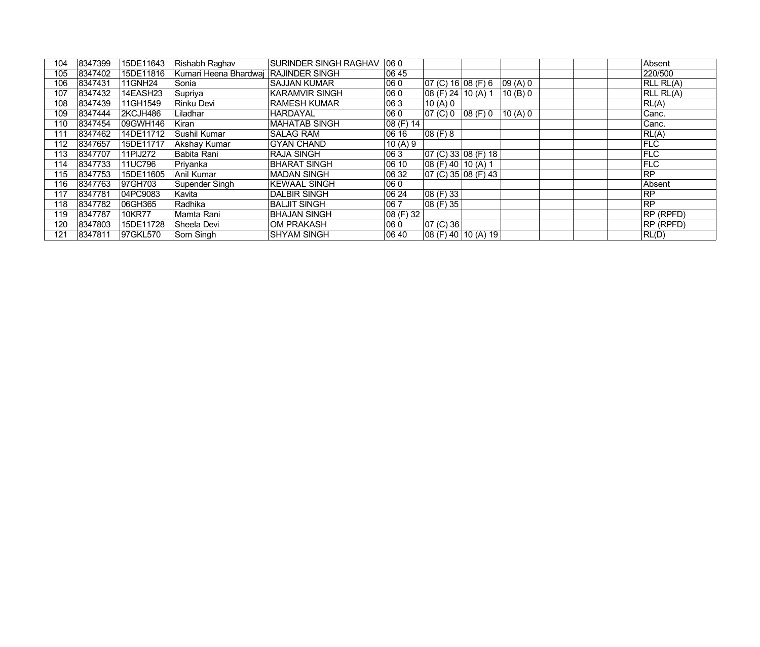| | | | | | | | | | | | | |
|---|---|---|---|---|---|---|---|---|---|---|---|---|
| 104 | 8347399 | 15DE11643 | Rishabh Raghav | SURINDER SINGH RAGHAV | 06 0 | | | | | | | Absent |
| 105 | 8347402 | 15DE11816 | Kumari Heena Bhardwaj | RAJINDER SINGH | 06 45 | | | | | | | 220/500 |
| 106 | 8347431 | 11GNH24 | Sonia | SAJJAN KUMAR | 06 0 | 07 (C) 16 | 08 (F) 6 | 09 (A) 0 | | | | RLL RL(A) |
| 107 | 8347432 | 14EASH23 | Supriya | KARAMVIR SINGH | 06 0 | 08 (F) 24 | 10 (A) 1 | 10 (B) 0 | | | | RLL RL(A) |
| 108 | 8347439 | 11GH1549 | Rinku Devi | RAMESH KUMAR | 06 3 | 10 (A) 0 | | | | | | RL(A) |
| 109 | 8347444 | 2KCJH486 | Liladhar | HARDAYAL | 06 0 | 07 (C) 0 | 08 (F) 0 | 10 (A) 0 | | | | Canc. |
| 110 | 8347454 | 09GWH146 | Kiran | MAHATAB SINGH | 08 (F) 14 | | | | | | | Canc. |
| 111 | 8347462 | 14DE11712 | Sushil Kumar | SALAG RAM | 06 16 | 08 (F) 8 | | | | | | RL(A) |
| 112 | 8347657 | 15DE11717 | Akshay Kumar | GYAN CHAND | 10 (A) 9 | | | | | | | FLC |
| 113 | 8347707 | 11PIJ272 | Babita Rani | RAJA SINGH | 06 3 | 07 (C) 33 | 08 (F) 18 | | | | | FLC |
| 114 | 8347733 | 11UC796 | Priyanka | BHARAT SINGH | 06 10 | 08 (F) 40 | 10 (A) 1 | | | | | FLC |
| 115 | 8347753 | 15DE11605 | Anil Kumar | MADAN SINGH | 06 32 | 07 (C) 35 | 08 (F) 43 | | | | | RP |
| 116 | 8347763 | 97GH703 | Supender Singh | KEWAAL SINGH | 06 0 | | | | | | | Absent |
| 117 | 8347781 | 04PC9083 | Kavita | DALBIR SINGH | 06 24 | 08 (F) 33 | | | | | | RP |
| 118 | 8347782 | 06GH365 | Radhika | BALJIT SINGH | 06 7 | 08 (F) 35 | | | | | | RP |
| 119 | 8347787 | 10KR77 | Mamta Rani | BHAJAN SINGH | 08 (F) 32 | | | | | | | RP (RPFD) |
| 120 | 8347803 | 15DE11728 | Sheela Devi | OM PRAKASH | 06 0 | 07 (C) 36 | | | | | | RP (RPFD) |
| 121 | 8347811 | 97GKL570 | Som Singh | SHYAM SINGH | 06 40 | 08 (F) 40 | 10 (A) 19 | | | | | RL(D) |